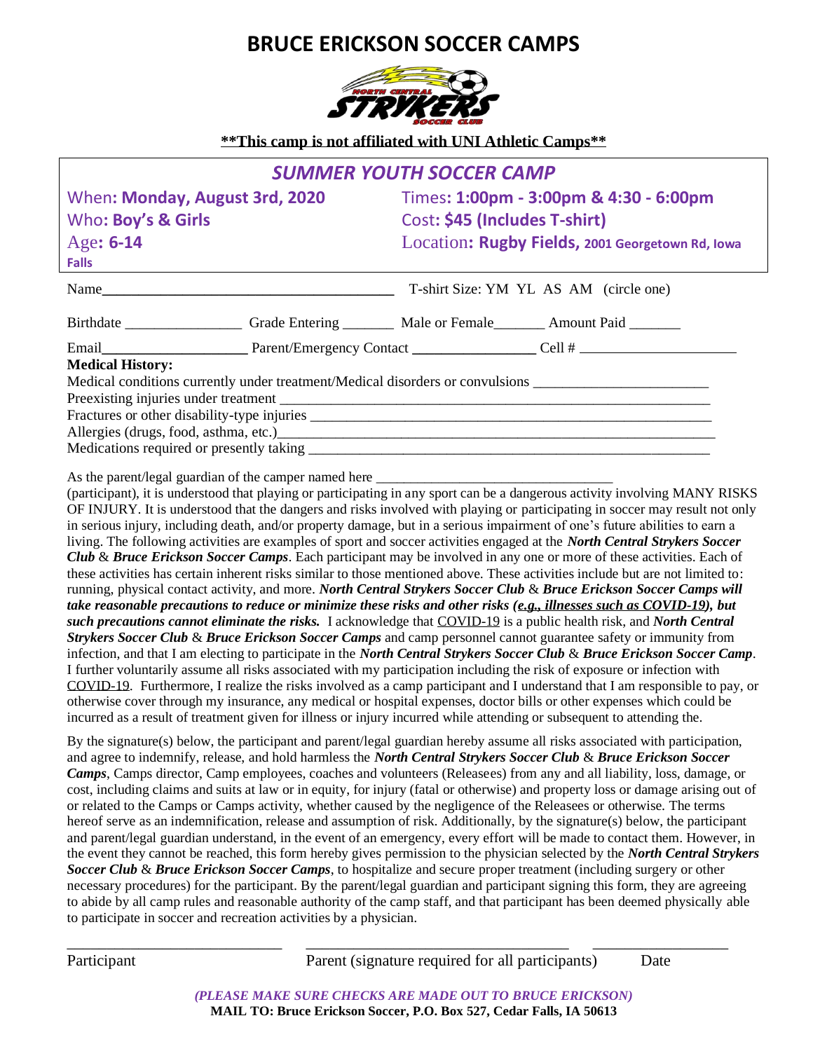# BRUCE ERICKSON SOCCER CAMPS

**\*\*This camp is not affiliated with UNI Athletic Camps\*\***

## *SUMMER YOUTH SOCCER CAMP*

When: **Monday, August 3rd, 2020**
Times: **1:00pm - 3:00pm & 4:30 - 6:00pm**
Who: **Boy's & Girls**
Cost: **$45 (Includes T-shirt)**
Age: **6-14**
Location: **Rugby Fields, 2001 Georgetown Rd, Iowa Falls**

Name________________________________________ T-shirt Size: YM YL AS AM (circle one)

Birthdate ________________ Grade Entering _______ Male or Female_______ Amount Paid _______

Email____________________ Parent/Emergency Contact _________________ Cell # ______________________

**Medical History:**

Medical conditions currently under treatment/Medical disorders or convulsions ________________________

Preexisting injuries under treatment ____________________________________________________________

Fractures or other disability-type injuries _______________________________________________________

Allergies (drugs, food, asthma, etc.)____________________________________________________________

Medications required or presently taking ________________________________________________________

As the parent/legal guardian of the camper named here _________________________________ (participant), it is understood that playing or participating in any sport can be a dangerous activity involving MANY RISKS OF INJURY. It is understood that the dangers and risks involved with playing or participating in soccer may result not only in serious injury, including death, and/or property damage, but in a serious impairment of one's future abilities to earn a living. The following activities are examples of sport and soccer activities engaged at the ***North Central Strykers Soccer Club*** & ***Bruce Erickson Soccer Camps***. Each participant may be involved in any one or more of these activities. Each of these activities has certain inherent risks similar to those mentioned above. These activities include but are not limited to: running, physical contact activity, and more. ***North Central Strykers Soccer Club & Bruce Erickson Soccer Camps will take reasonable precautions to reduce or minimize these risks and other risks (e.g., illnesses such as COVID-19), but such precautions cannot eliminate the risks.*** I acknowledge that COVID-19 is a public health risk, and ***North Central Strykers Soccer Club*** & ***Bruce Erickson Soccer Camps*** and camp personnel cannot guarantee safety or immunity from infection, and that I am electing to participate in the ***North Central Strykers Soccer Club*** & ***Bruce Erickson Soccer Camp***. I further voluntarily assume all risks associated with my participation including the risk of exposure or infection with COVID-19. Furthermore, I realize the risks involved as a camp participant and I understand that I am responsible to pay, or otherwise cover through my insurance, any medical or hospital expenses, doctor bills or other expenses which could be incurred as a result of treatment given for illness or injury incurred while attending or subsequent to attending the.

By the signature(s) below, the participant and parent/legal guardian hereby assume all risks associated with participation, and agree to indemnify, release, and hold harmless the ***North Central Strykers Soccer Club*** & ***Bruce Erickson Soccer Camps***, Camps director, Camp employees, coaches and volunteers (Releasees) from any and all liability, loss, damage, or cost, including claims and suits at law or in equity, for injury (fatal or otherwise) and property loss or damage arising out of or related to the Camps or Camps activity, whether caused by the negligence of the Releasees or otherwise. The terms hereof serve as an indemnification, release and assumption of risk. Additionally, by the signature(s) below, the participant and parent/legal guardian understand, in the event of an emergency, every effort will be made to contact them. However, in the event they cannot be reached, this form hereby gives permission to the physician selected by the ***North Central Strykers Soccer Club*** & ***Bruce Erickson Soccer Camps***, to hospitalize and secure proper treatment (including surgery or other necessary procedures) for the participant. By the parent/legal guardian and participant signing this form, they are agreeing to abide by all camp rules and reasonable authority of the camp staff, and that participant has been deemed physically able to participate in soccer and recreation activities by a physician.

____________________________ ___________________________________ __________________

Participant Parent (signature required for all participants) Date

*(PLEASE MAKE SURE CHECKS ARE MADE OUT TO BRUCE ERICKSON)*

**MAIL TO: Bruce Erickson Soccer, P.O. Box 527, Cedar Falls, IA 50613**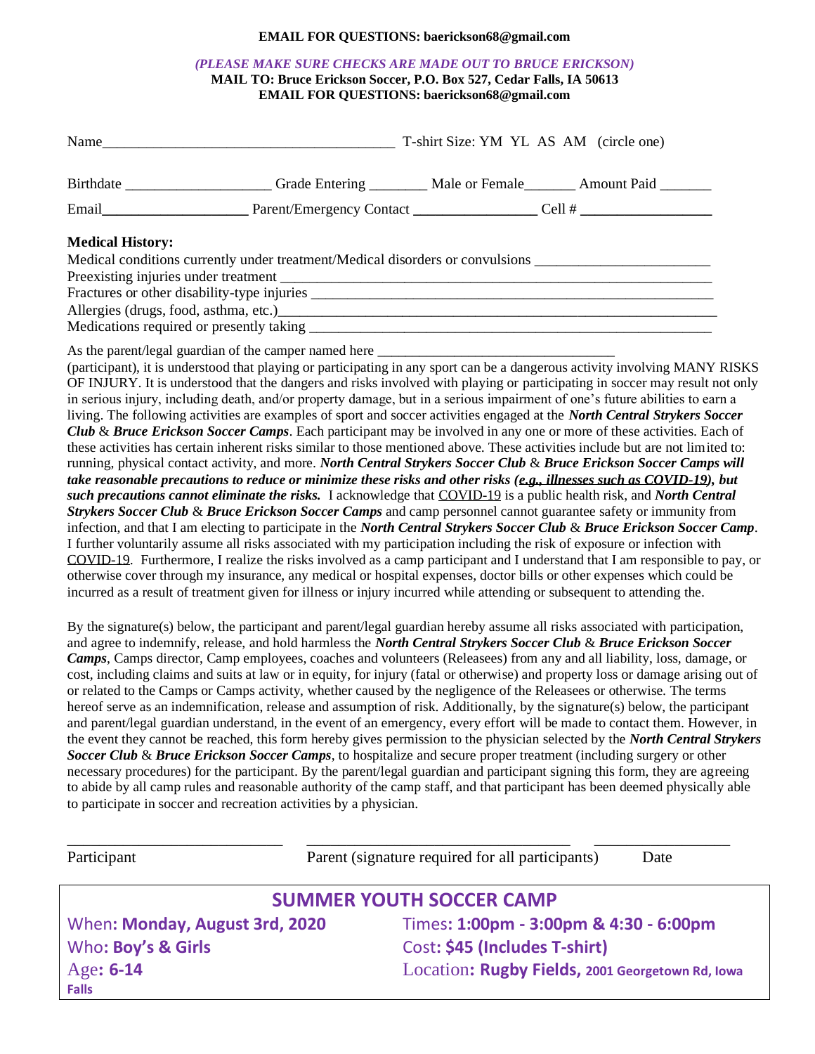**EMAIL FOR QUESTIONS: baerickson68@gmail.com**

***(PLEASE MAKE SURE CHECKS ARE MADE OUT TO BRUCE ERICKSON)***
**MAIL TO: Bruce Erickson Soccer, P.O. Box 527, Cedar Falls, IA 50613**
**EMAIL FOR QUESTIONS: baerickson68@gmail.com**

Name_________________________________________ T-shirt Size: YM YL AS AM (circle one)

Birthdate ___________________ Grade Entering ________ Male or Female_______ Amount Paid _______

Email____________________ Parent/Emergency Contact _________________ Cell # __________________

**Medical History:**

Medical conditions currently under treatment/Medical disorders or convulsions ________________________
Preexisting injuries under treatment ____________________________________________________________
Fractures or other disability-type injuries _________________________________________________________
Allergies (drugs, food, asthma, etc.)_____________________________________________________________
Medications required or presently taking _________________________________________________________

As the parent/legal guardian of the camper named here ________________________________ (participant), it is understood that playing or participating in any sport can be a dangerous activity involving MANY RISKS OF INJURY. It is understood that the dangers and risks involved with playing or participating in soccer may result not only in serious injury, including death, and/or property damage, but in a serious impairment of one's future abilities to earn a living. The following activities are examples of sport and soccer activities engaged at the ***North Central Strykers Soccer Club*** & ***Bruce Erickson Soccer Camps***. Each participant may be involved in any one or more of these activities. Each of these activities has certain inherent risks similar to those mentioned above. These activities include but are not limited to: running, physical contact activity, and more. ***North Central Strykers Soccer Club & Bruce Erickson Soccer Camps will take reasonable precautions to reduce or minimize these risks and other risks (e.g., illnesses such as COVID-19), but such precautions cannot eliminate the risks.*** I acknowledge that COVID-19 is a public health risk, and ***North Central Strykers Soccer Club*** & ***Bruce Erickson Soccer Camps*** and camp personnel cannot guarantee safety or immunity from infection, and that I am electing to participate in the ***North Central Strykers Soccer Club*** & ***Bruce Erickson Soccer Camp***. I further voluntarily assume all risks associated with my participation including the risk of exposure or infection with COVID-19. Furthermore, I realize the risks involved as a camp participant and I understand that I am responsible to pay, or otherwise cover through my insurance, any medical or hospital expenses, doctor bills or other expenses which could be incurred as a result of treatment given for illness or injury incurred while attending or subsequent to attending the.

By the signature(s) below, the participant and parent/legal guardian hereby assume all risks associated with participation, and agree to indemnify, release, and hold harmless the ***North Central Strykers Soccer Club*** & ***Bruce Erickson Soccer Camps***, Camps director, Camp employees, coaches and volunteers (Releasees) from any and all liability, loss, damage, or cost, including claims and suits at law or in equity, for injury (fatal or otherwise) and property loss or damage arising out of or related to the Camps or Camps activity, whether caused by the negligence of the Releasees or otherwise. The terms hereof serve as an indemnification, release and assumption of risk. Additionally, by the signature(s) below, the participant and parent/legal guardian understand, in the event of an emergency, every effort will be made to contact them. However, in the event they cannot be reached, this form hereby gives permission to the physician selected by the ***North Central Strykers Soccer Club*** & ***Bruce Erickson Soccer Camps***, to hospitalize and secure proper treatment (including surgery or other necessary procedures) for the participant. By the parent/legal guardian and participant signing this form, they are agreeing to abide by all camp rules and reasonable authority of the camp staff, and that participant has been deemed physically able to participate in soccer and recreation activities by a physician.

____________________________ ___________________________________ _________________
Participant Parent (signature required for all participants) Date

## SUMMER YOUTH SOCCER CAMP

When: **Monday, August 3rd, 2020**
Times: **1:00pm - 3:00pm & 4:30 - 6:00pm**
Who: **Boy's & Girls**
Cost: **$45 (Includes T-shirt)**
Age: **6-14**
Location: **Rugby Fields, 2001 Georgetown Rd, Iowa Falls**